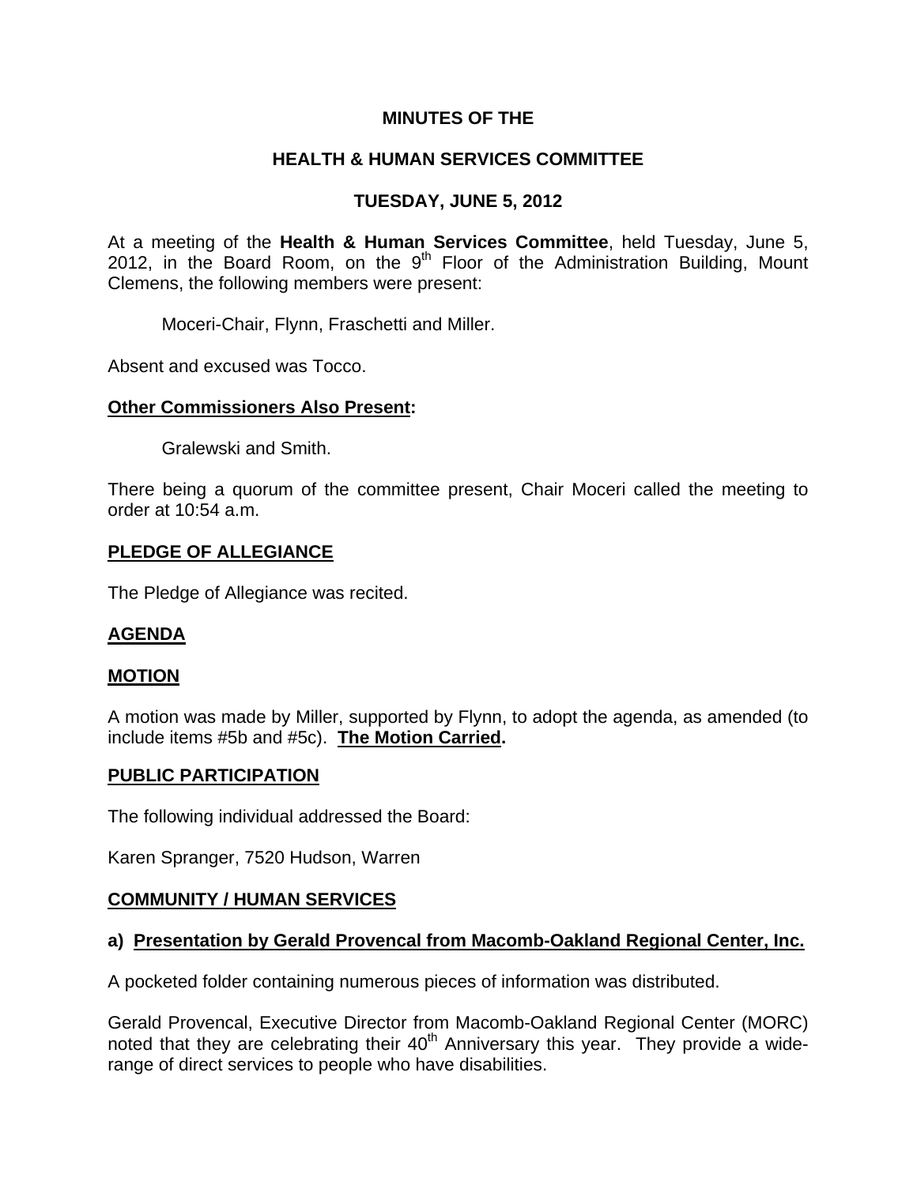# MINUTES OF THE

## HEALTH & HUMAN SERVICES COMMITTEE

## TUESDAY, JUNE 5, 2012

At a meeting of the **Health & Human Services Committee**, held Tuesday, June 5, 2012, in the Board Room, on the 9th Floor of the Administration Building, Mount Clemens, the following members were present:

Moceri-Chair, Flynn, Fraschetti and Miller.

Absent and excused was Tocco.

**Other Commissioners Also Present:**

Gralewski and Smith.

There being a quorum of the committee present, Chair Moceri called the meeting to order at 10:54 a.m.

**PLEDGE OF ALLEGIANCE**

The Pledge of Allegiance was recited.

**AGENDA**

**MOTION**

A motion was made by Miller, supported by Flynn, to adopt the agenda, as amended (to include items #5b and #5c). **The Motion Carried.**

**PUBLIC PARTICIPATION**

The following individual addressed the Board:

Karen Spranger, 7520 Hudson, Warren

**COMMUNITY / HUMAN SERVICES**

**a) Presentation by Gerald Provencal from Macomb-Oakland Regional Center, Inc.**

A pocketed folder containing numerous pieces of information was distributed.

Gerald Provencal, Executive Director from Macomb-Oakland Regional Center (MORC) noted that they are celebrating their 40th Anniversary this year. They provide a wide-range of direct services to people who have disabilities.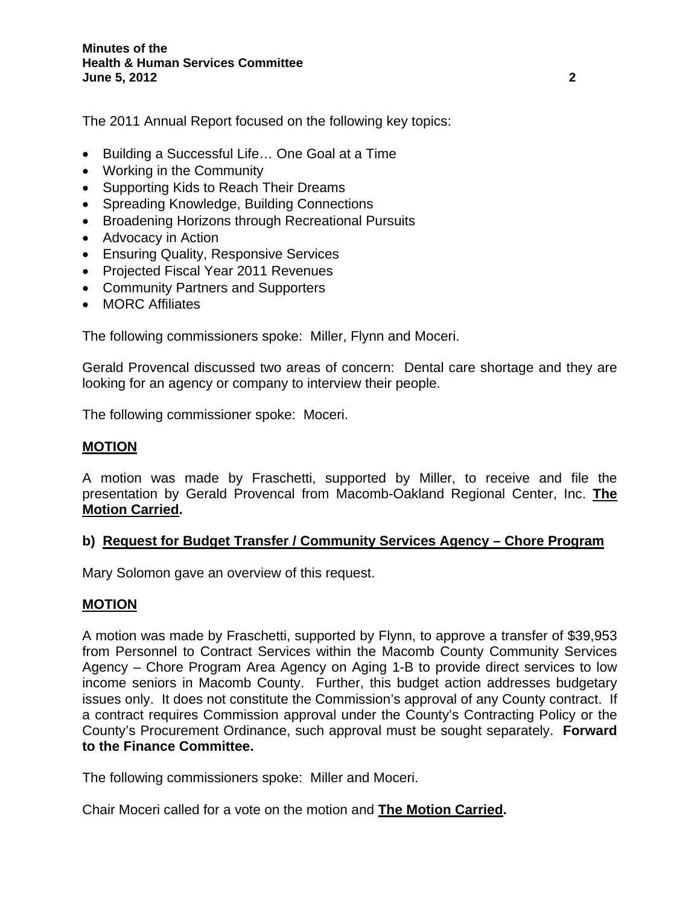The 2011 Annual Report focused on the following key topics:

- Building a Successful Life… One Goal at a Time
- Working in the Community
- Supporting Kids to Reach Their Dreams
- Spreading Knowledge, Building Connections
- Broadening Horizons through Recreational Pursuits
- Advocacy in Action
- Ensuring Quality, Responsive Services
- Projected Fiscal Year 2011 Revenues
- Community Partners and Supporters
- MORC Affiliates

The following commissioners spoke: Miller, Flynn and Moceri.

Gerald Provencal discussed two areas of concern: Dental care shortage and they are looking for an agency or company to interview their people.

The following commissioner spoke: Moceri.

**MOTION**

A motion was made by Fraschetti, supported by Miller, to receive and file the presentation by Gerald Provencal from Macomb-Oakland Regional Center, Inc. **The Motion Carried.**

**b) Request for Budget Transfer / Community Services Agency – Chore Program**

Mary Solomon gave an overview of this request.

**MOTION**

A motion was made by Fraschetti, supported by Flynn, to approve a transfer of $39,953 from Personnel to Contract Services within the Macomb County Community Services Agency – Chore Program Area Agency on Aging 1-B to provide direct services to low income seniors in Macomb County. Further, this budget action addresses budgetary issues only. It does not constitute the Commission's approval of any County contract. If a contract requires Commission approval under the County's Contracting Policy or the County's Procurement Ordinance, such approval must be sought separately. **Forward to the Finance Committee.**

The following commissioners spoke: Miller and Moceri.

Chair Moceri called for a vote on the motion and **The Motion Carried.**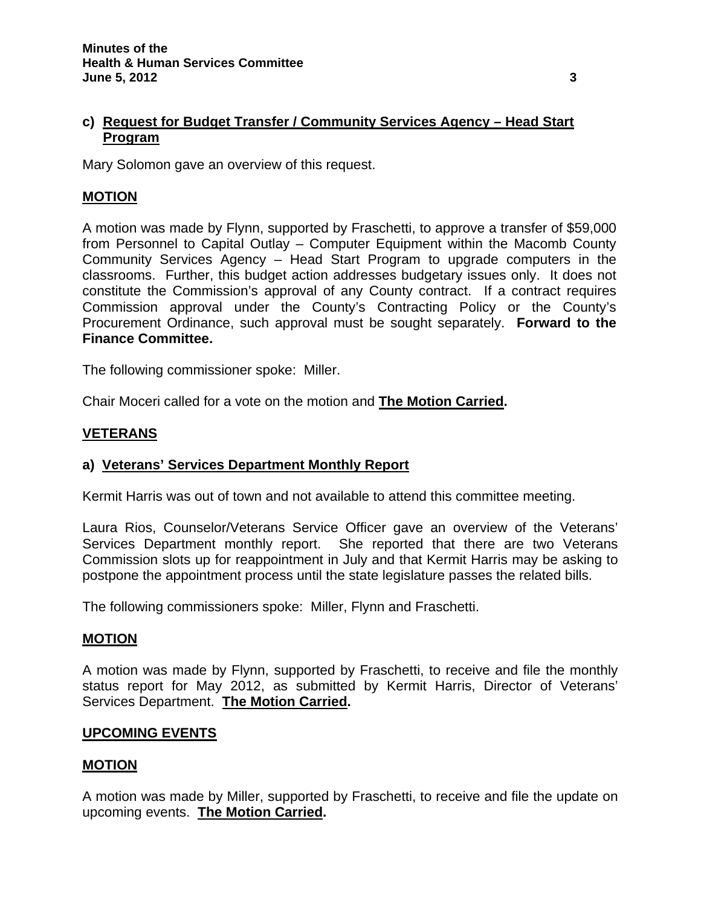### c) Request for Budget Transfer / Community Services Agency – Head Start Program

Mary Solomon gave an overview of this request.

**MOTION**

A motion was made by Flynn, supported by Fraschetti, to approve a transfer of $59,000 from Personnel to Capital Outlay – Computer Equipment within the Macomb County Community Services Agency – Head Start Program to upgrade computers in the classrooms. Further, this budget action addresses budgetary issues only. It does not constitute the Commission's approval of any County contract. If a contract requires Commission approval under the County's Contracting Policy or the County's Procurement Ordinance, such approval must be sought separately. **Forward to the Finance Committee.**

The following commissioner spoke: Miller.

Chair Moceri called for a vote on the motion and **The Motion Carried.**

## VETERANS

### a) Veterans' Services Department Monthly Report

Kermit Harris was out of town and not available to attend this committee meeting.

Laura Rios, Counselor/Veterans Service Officer gave an overview of the Veterans' Services Department monthly report. She reported that there are two Veterans Commission slots up for reappointment in July and that Kermit Harris may be asking to postpone the appointment process until the state legislature passes the related bills.

The following commissioners spoke: Miller, Flynn and Fraschetti.

**MOTION**

A motion was made by Flynn, supported by Fraschetti, to receive and file the monthly status report for May 2012, as submitted by Kermit Harris, Director of Veterans' Services Department. **The Motion Carried.**

## UPCOMING EVENTS

**MOTION**

A motion was made by Miller, supported by Fraschetti, to receive and file the update on upcoming events. **The Motion Carried.**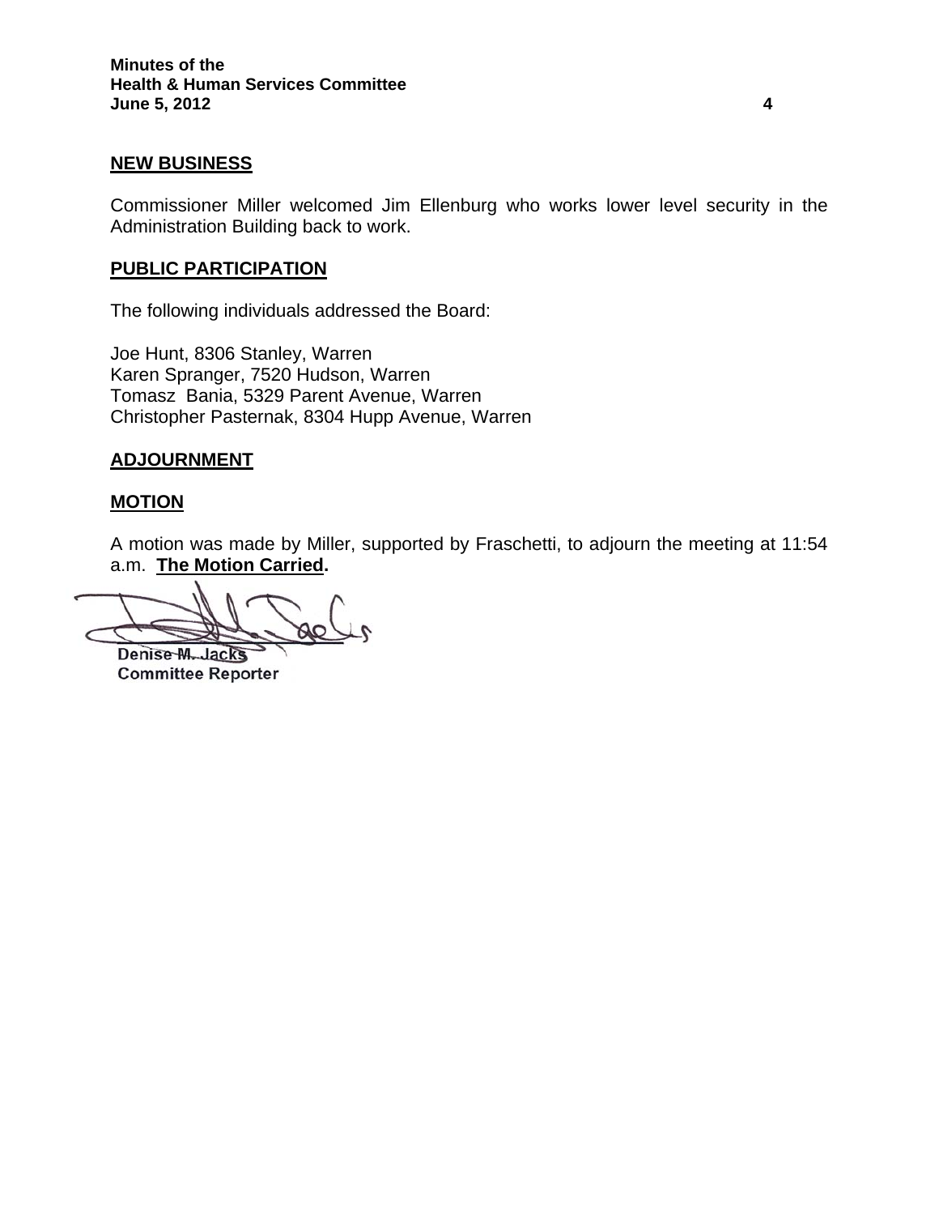## NEW BUSINESS

Commissioner Miller welcomed Jim Ellenburg who works lower level security in the Administration Building back to work.

## PUBLIC PARTICIPATION

The following individuals addressed the Board:

Joe Hunt, 8306 Stanley, Warren
Karen Spranger, 7520 Hudson, Warren
Tomasz Bania, 5329 Parent Avenue, Warren
Christopher Pasternak, 8304 Hupp Avenue, Warren

## ADJOURNMENT

## MOTION

A motion was made by Miller, supported by Fraschetti, to adjourn the meeting at 11:54 a.m. **The Motion Carried.**

Denise M. Jacks
Committee Reporter